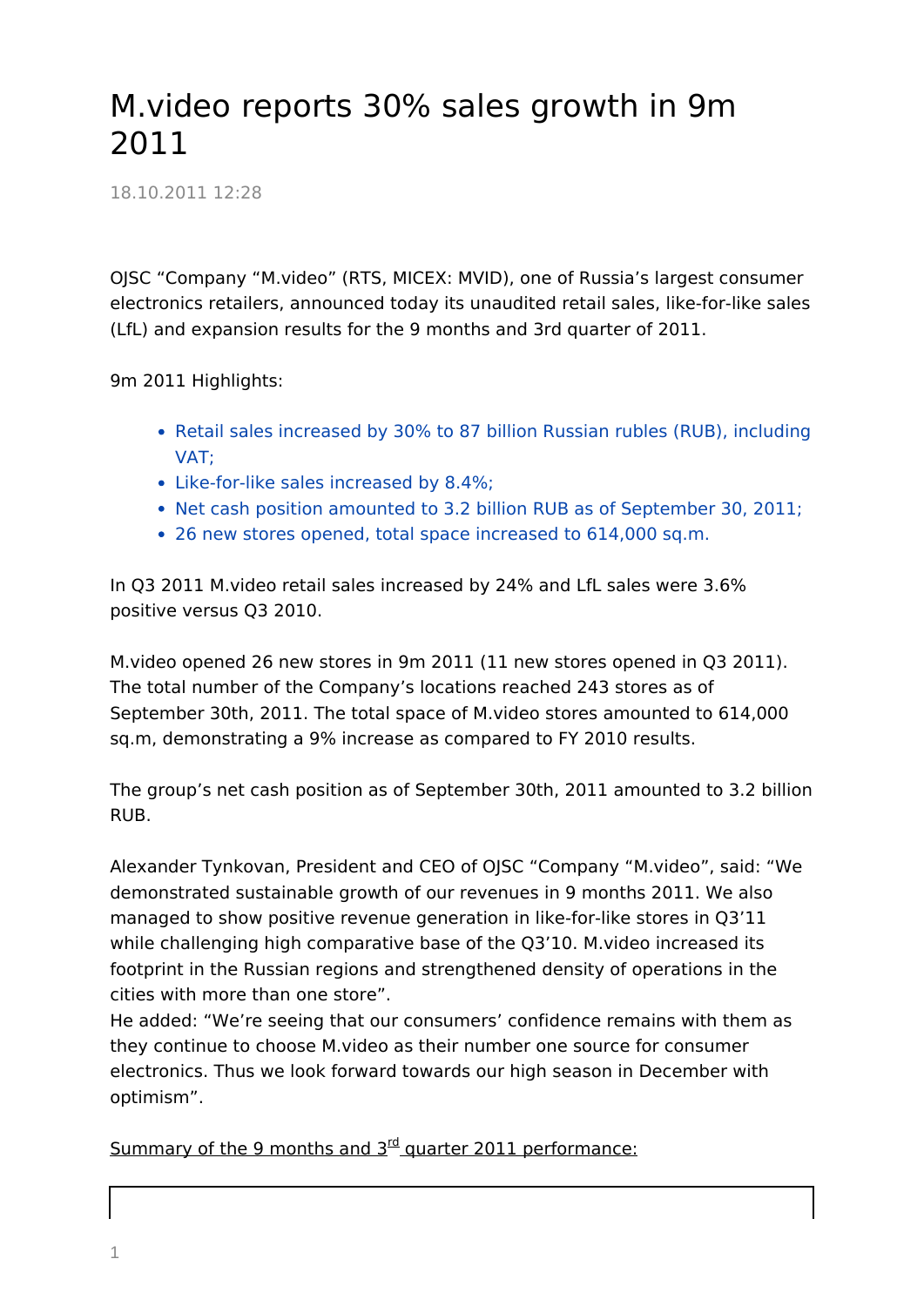# M.video reports 30% sales growth in 9m 2011

18.10.2011 12:28

OJSC "Company "M.video" (RTS, MICEX: MVID), one of Russia's largest consumer electronics retailers, announced today its unaudited retail sales, like-for-like sales (LfL) and expansion results for the 9 months and 3rd quarter of 2011.

9m 2011 Highlights:

- Retail sales increased by 30% to 87 billion Russian rubles (RUB), including VAT;
- Like-for-like sales increased by 8.4%;
- Net cash position amounted to 3.2 billion RUB as of September 30, 2011;
- 26 new stores opened, total space increased to 614,000 sq.m.

In Q3 2011 M.video retail sales increased by 24% and LfL sales were 3.6% positive versus Q3 2010.

M.video opened 26 new stores in 9m 2011 (11 new stores opened in Q3 2011). The total number of the Company's locations reached 243 stores as of September 30th, 2011. The total space of M.video stores amounted to 614,000 sq.m, demonstrating a 9% increase as compared to FY 2010 results.

The group's net cash position as of September 30th, 2011 amounted to 3.2 billion RUB.

Alexander Tynkovan, President and CEO of OJSC "Company "M.video", said: "We demonstrated sustainable growth of our revenues in 9 months 2011. We also managed to show positive revenue generation in like-for-like stores in Q3'11 while challenging high comparative base of the Q3'10. M.video increased its footprint in the Russian regions and strengthened density of operations in the cities with more than one store".
He added: "We're seeing that our consumers' confidence remains with them as they continue to choose M.video as their number one source for consumer electronics. Thus we look forward towards our high season in December with optimism".

Summary of the 9 months and 3rd quarter 2011 performance: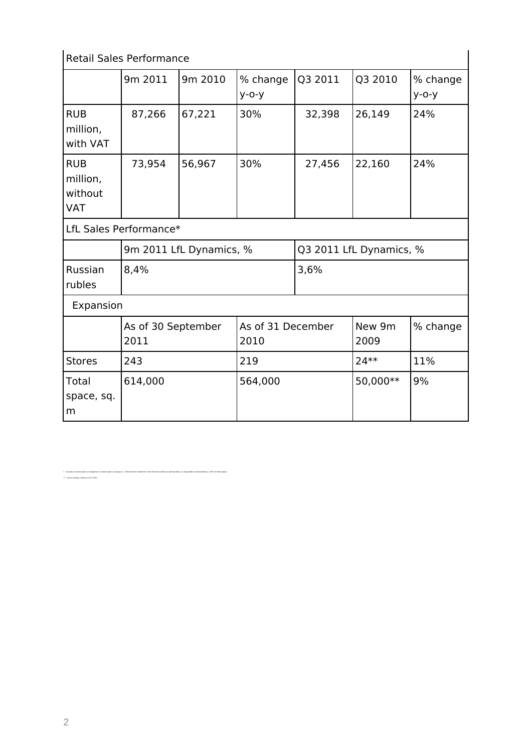| Retail Sales Performance | | | | | | |
|---|---|---|---|---|---|---|
| | 9m 2011 | 9m 2010 | % change y-o-y | Q3 2011 | Q3 2010 | % change y-o-y |
| RUB million, with VAT | 87,266 | 67,221 | 30% | 32,398 | 26,149 | 24% |
| RUB million, without VAT | 73,954 | 56,967 | 30% | 27,456 | 22,160 | 24% |
| LfL Sales Performance* | | | | | | |
| | 9m 2011 LfL Dynamics, % | | | Q3 2011 LfL Dynamics, % | | |
| Russian rubles | 8,4% | | | 3,6% | | |
| Expansion | | | | | | |
| | As of 30 September 2011 | | As of 31 December 2010 | | New 9m 2009 | % change |
| Stores | 243 | | 219 | | 24** | 11% |
| Total space, sq. m | 614,000 | | 564,000 | | 50,000** | 9% |

* - LfL data is based upon a comparison of stores open at January 1, 2010 and not closed for more than two weeks or permanently, or expanded or downsized by >20% of total space.

** - net of closing 2 stores in H1 2011